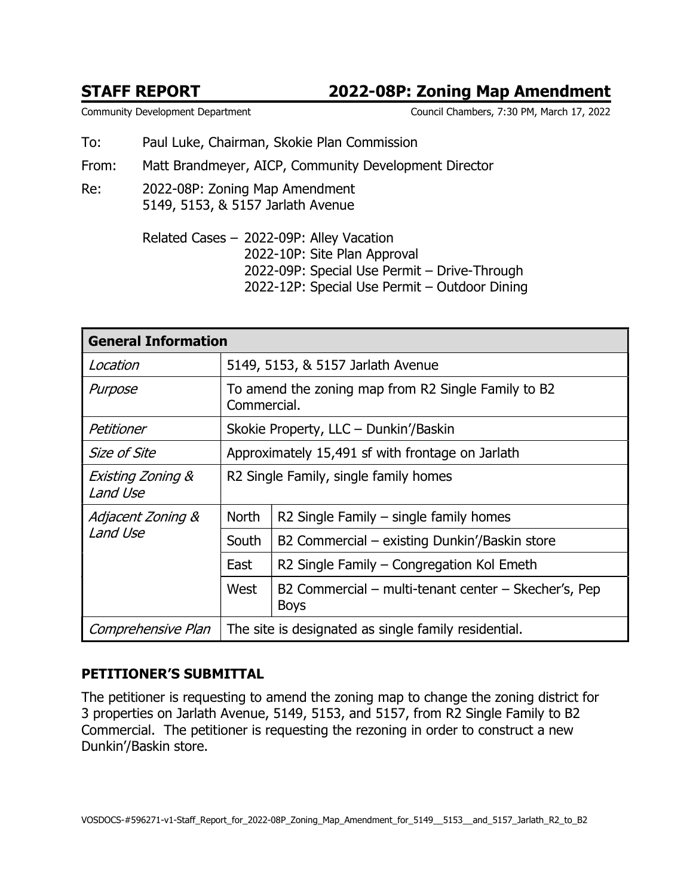# STAFF REPORT 2022-08P: Zoning Map Amendment

Community Development Department Council Chambers, 7:30 PM, March 17, 2022

To: Paul Luke, Chairman, Skokie Plan Commission

From: Matt Brandmeyer, AICP, Community Development Director

Re: 2022-08P: Zoning Map Amendment
5149, 5153, & 5157 Jarlath Avenue

Related Cases – 2022-09P: Alley Vacation
2022-10P: Site Plan Approval
2022-09P: Special Use Permit – Drive-Through
2022-12P: Special Use Permit – Outdoor Dining

| **General Information** | | |
|---|---|---|
| *Location* | 5149, 5153, & 5157 Jarlath Avenue | |
| *Purpose* | To amend the zoning map from R2 Single Family to B2 Commercial. | |
| *Petitioner* | Skokie Property, LLC – Dunkin'/Baskin | |
| *Size of Site* | Approximately 15,491 sf with frontage on Jarlath | |
| *Existing Zoning & Land Use* | R2 Single Family, single family homes | |
| *Adjacent Zoning & Land Use* | North | R2 Single Family – single family homes |
| | South | B2 Commercial – existing Dunkin'/Baskin store |
| | East | R2 Single Family – Congregation Kol Emeth |
| | West | B2 Commercial – multi-tenant center – Skecher's, Pep Boys |
| *Comprehensive Plan* | The site is designated as single family residential. | |

## PETITIONER'S SUBMITTAL

The petitioner is requesting to amend the zoning map to change the zoning district for 3 properties on Jarlath Avenue, 5149, 5153, and 5157, from R2 Single Family to B2 Commercial. The petitioner is requesting the rezoning in order to construct a new Dunkin'/Baskin store.

VOSDOCS-#596271-v1-Staff_Report_for_2022-08P_Zoning_Map_Amendment_for_5149__5153__and_5157_Jarlath_R2_to_B2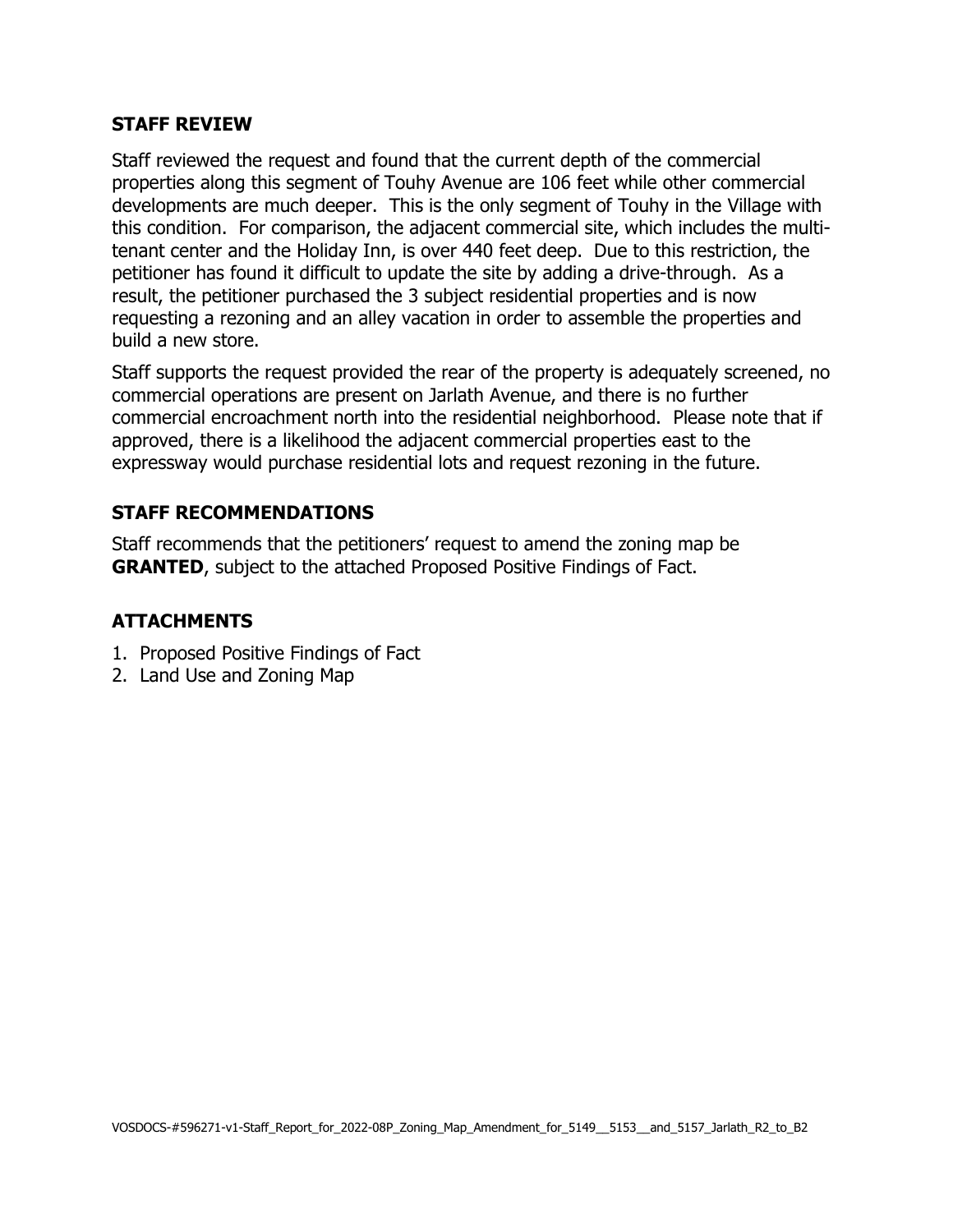## STAFF REVIEW

Staff reviewed the request and found that the current depth of the commercial properties along this segment of Touhy Avenue are 106 feet while other commercial developments are much deeper. This is the only segment of Touhy in the Village with this condition. For comparison, the adjacent commercial site, which includes the multi-tenant center and the Holiday Inn, is over 440 feet deep. Due to this restriction, the petitioner has found it difficult to update the site by adding a drive-through. As a result, the petitioner purchased the 3 subject residential properties and is now requesting a rezoning and an alley vacation in order to assemble the properties and build a new store.

Staff supports the request provided the rear of the property is adequately screened, no commercial operations are present on Jarlath Avenue, and there is no further commercial encroachment north into the residential neighborhood. Please note that if approved, there is a likelihood the adjacent commercial properties east to the expressway would purchase residential lots and request rezoning in the future.

## STAFF RECOMMENDATIONS

Staff recommends that the petitioners' request to amend the zoning map be **GRANTED**, subject to the attached Proposed Positive Findings of Fact.

## ATTACHMENTS

1. Proposed Positive Findings of Fact
2. Land Use and Zoning Map

VOSDOCS-#596271-v1-Staff_Report_for_2022-08P_Zoning_Map_Amendment_for_5149__5153__and_5157_Jarlath_R2_to_B2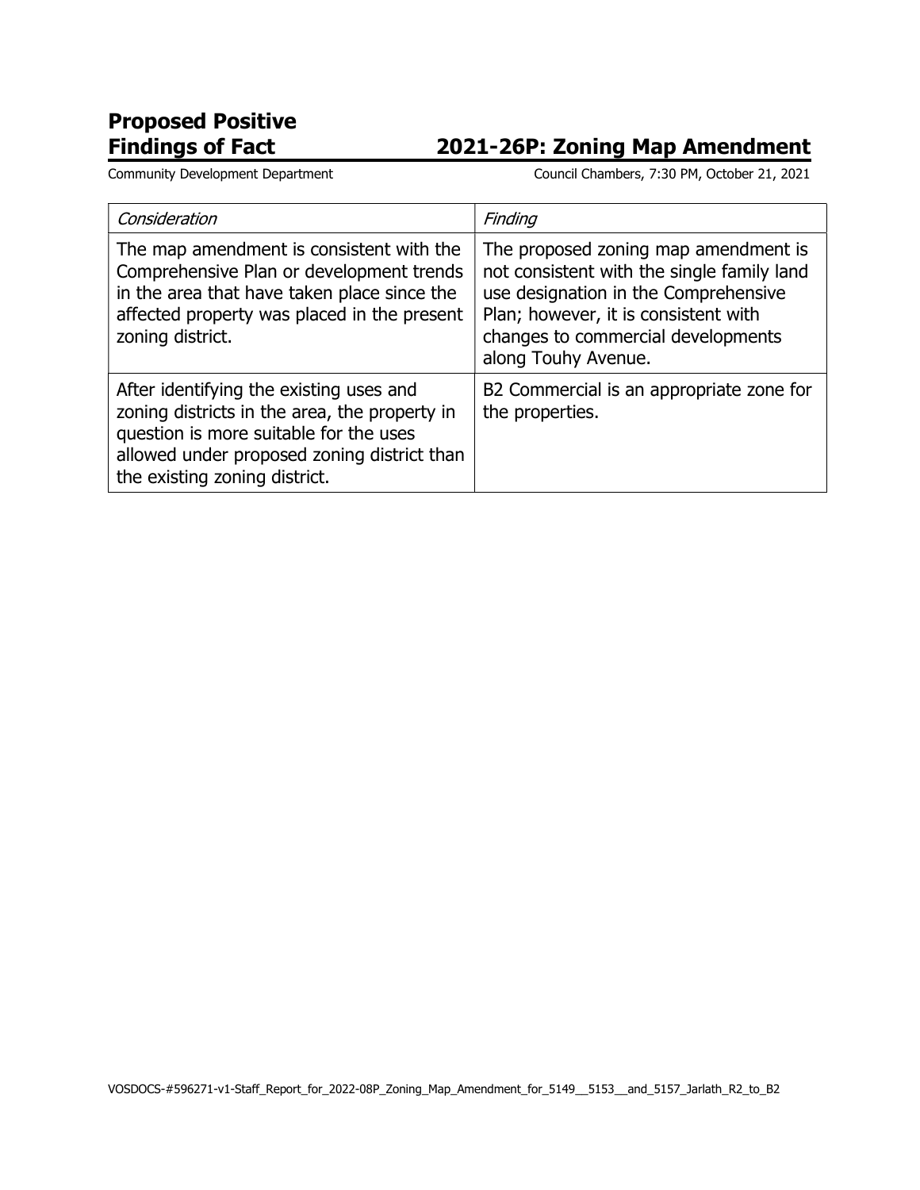# Proposed Positive Findings of Fact

## 2021-26P: Zoning Map Amendment

Community Development Department

Council Chambers, 7:30 PM, October 21, 2021

| *Consideration* | *Finding* |
|---|---|
| The map amendment is consistent with the Comprehensive Plan or development trends in the area that have taken place since the affected property was placed in the present zoning district. | The proposed zoning map amendment is not consistent with the single family land use designation in the Comprehensive Plan; however, it is consistent with changes to commercial developments along Touhy Avenue. |
| After identifying the existing uses and zoning districts in the area, the property in question is more suitable for the uses allowed under proposed zoning district than the existing zoning district. | B2 Commercial is an appropriate zone for the properties. |